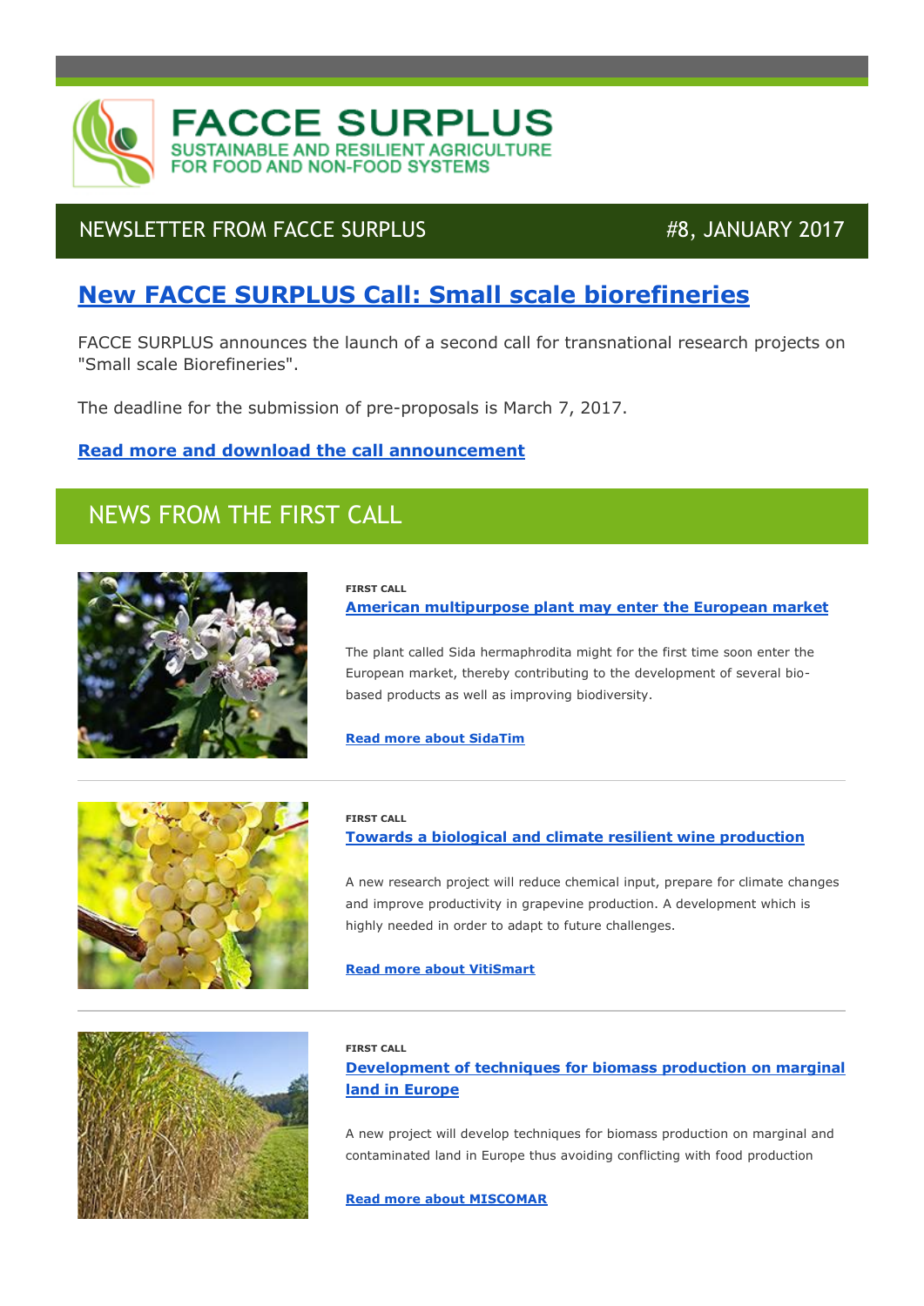# FACCE SURPLUS

SUSTAINABLE AND RESILIENT AGRICULTURE FOR FOOD AND NON-FOOD SYSTEMS

NEWSLETTER FROM FACCE SURPLUS #8, JANUARY 2017

## New FACCE SURPLUS Call: Small scale biorefineries

FACCE SURPLUS announces the launch of a second call for transnational research projects on "Small scale Biorefineries".

The deadline for the submission of pre-proposals is March 7, 2017.

**Read more and download the call announcement**

## NEWS FROM THE FIRST CALL

**FIRST CALL**

### American multipurpose plant may enter the European market

The plant called Sida hermaphrodita might for the first time soon enter the European market, thereby contributing to the development of several bio-based products as well as improving biodiversity.

**Read more about SidaTim**

---

**FIRST CALL**

### Towards a biological and climate resilient wine production

A new research project will reduce chemical input, prepare for climate changes and improve productivity in grapevine production. A development which is highly needed in order to adapt to future challenges.

**Read more about VitiSmart**

---

**FIRST CALL**

### Development of techniques for biomass production on marginal land in Europe

A new project will develop techniques for biomass production on marginal and contaminated land in Europe thus avoiding conflicting with food production

**Read more about MISCOMAR**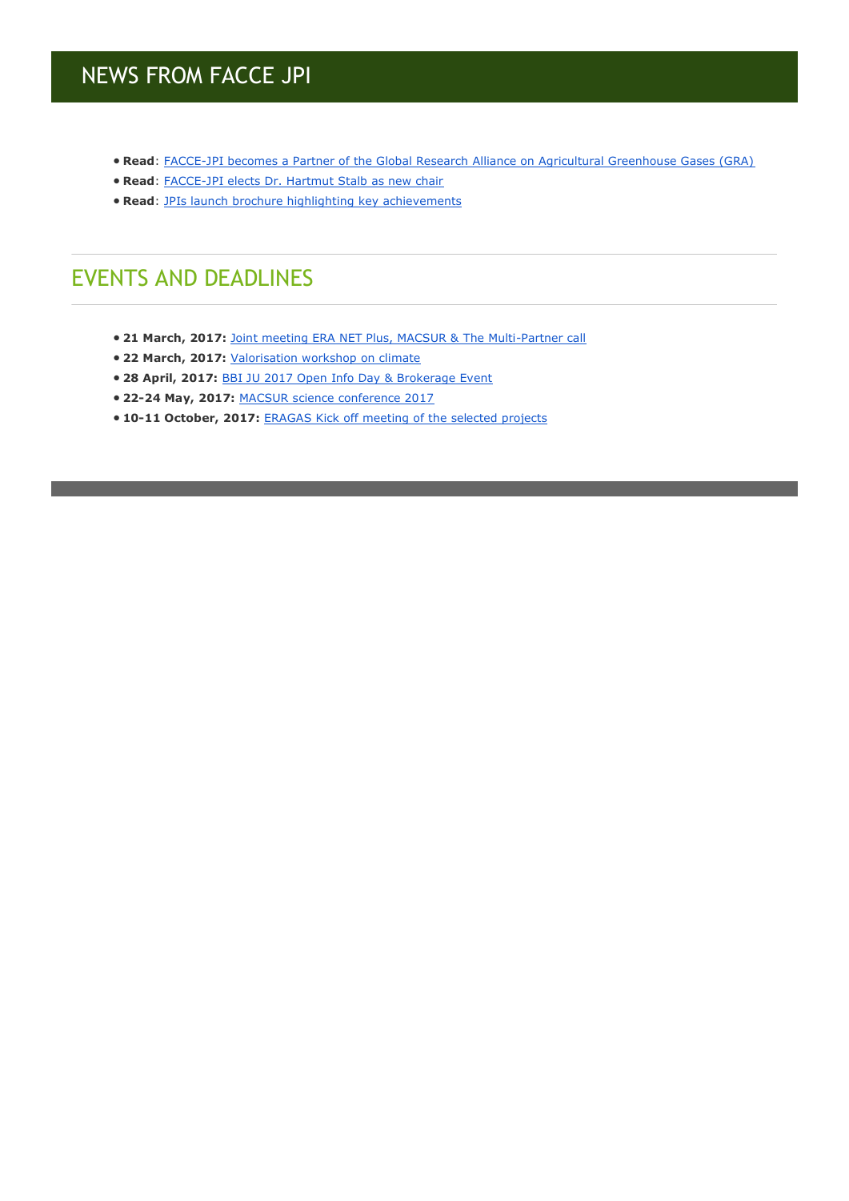# NEWS FROM FACCE JPI

- **Read**: FACCE-JPI becomes a Partner of the Global Research Alliance on Agricultural Greenhouse Gases (GRA)
- **Read**: FACCE-JPI elects Dr. Hartmut Stalb as new chair
- **Read**: JPIs launch brochure highlighting key achievements

## EVENTS AND DEADLINES

- **21 March, 2017:** Joint meeting ERA NET Plus, MACSUR & The Multi-Partner call
- **22 March, 2017:** Valorisation workshop on climate
- **28 April, 2017:** BBI JU 2017 Open Info Day & Brokerage Event
- **22-24 May, 2017:** MACSUR science conference 2017
- **10-11 October, 2017:** ERAGAS Kick off meeting of the selected projects